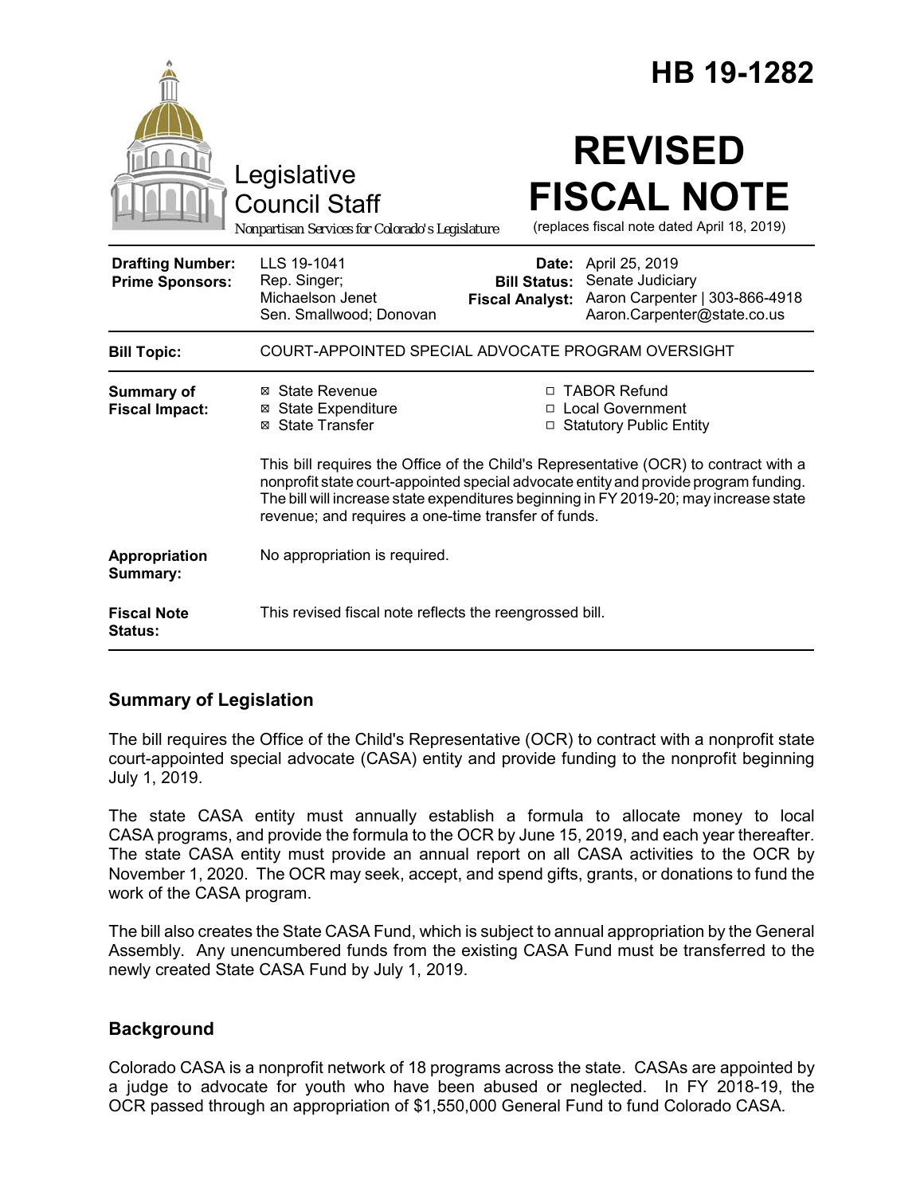# HB 19-1282

Legislative Council Staff

*Nonpartisan Services for Colorado's Legislature*

# REVISED FISCAL NOTE

(replaces fiscal note dated April 18, 2019)

| | | | |
|---|---|---|---|
| **Drafting Number:** | LLS 19-1041 | **Date:** | April 25, 2019 |
| **Prime Sponsors:** | Rep. Singer; Michaelson Jenet<br>Sen. Smallwood; Donovan | **Bill Status:** | Senate Judiciary |
| | | **Fiscal Analyst:** | Aaron Carpenter \| 303-866-4918<br>Aaron.Carpenter@state.co.us |

| | |
|---|---|
| **Bill Topic:** | COURT-APPOINTED SPECIAL ADVOCATE PROGRAM OVERSIGHT |
| **Summary of Fiscal Impact:** | ☒ State Revenue<br>☒ State Expenditure<br>☒ State Transfer<br>☐ TABOR Refund<br>☐ Local Government<br>☐ Statutory Public Entity<br><br>This bill requires the Office of the Child's Representative (OCR) to contract with a nonprofit state court-appointed special advocate entity and provide program funding. The bill will increase state expenditures beginning in FY 2019-20; may increase state revenue; and requires a one-time transfer of funds. |
| **Appropriation Summary:** | No appropriation is required. |
| **Fiscal Note Status:** | This revised fiscal note reflects the reengrossed bill. |

## Summary of Legislation

The bill requires the Office of the Child's Representative (OCR) to contract with a nonprofit state court-appointed special advocate (CASA) entity and provide funding to the nonprofit beginning July 1, 2019.

The state CASA entity must annually establish a formula to allocate money to local CASA programs, and provide the formula to the OCR by June 15, 2019, and each year thereafter. The state CASA entity must provide an annual report on all CASA activities to the OCR by November 1, 2020. The OCR may seek, accept, and spend gifts, grants, or donations to fund the work of the CASA program.

The bill also creates the State CASA Fund, which is subject to annual appropriation by the General Assembly. Any unencumbered funds from the existing CASA Fund must be transferred to the newly created State CASA Fund by July 1, 2019.

## Background

Colorado CASA is a nonprofit network of 18 programs across the state. CASAs are appointed by a judge to advocate for youth who have been abused or neglected. In FY 2018-19, the OCR passed through an appropriation of $1,550,000 General Fund to fund Colorado CASA.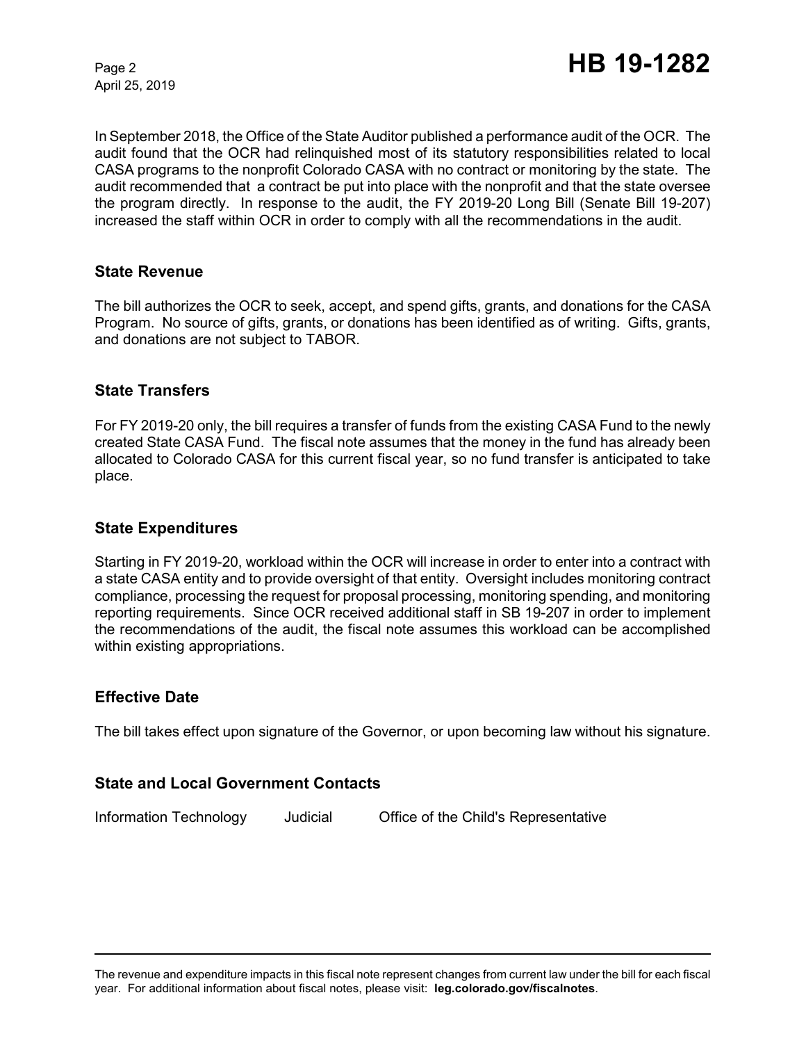In September 2018, the Office of the State Auditor published a performance audit of the OCR. The audit found that the OCR had relinquished most of its statutory responsibilities related to local CASA programs to the nonprofit Colorado CASA with no contract or monitoring by the state. The audit recommended that a contract be put into place with the nonprofit and that the state oversee the program directly. In response to the audit, the FY 2019-20 Long Bill (Senate Bill 19-207) increased the staff within OCR in order to comply with all the recommendations in the audit.

## State Revenue

The bill authorizes the OCR to seek, accept, and spend gifts, grants, and donations for the CASA Program. No source of gifts, grants, or donations has been identified as of writing. Gifts, grants, and donations are not subject to TABOR.

## State Transfers

For FY 2019-20 only, the bill requires a transfer of funds from the existing CASA Fund to the newly created State CASA Fund. The fiscal note assumes that the money in the fund has already been allocated to Colorado CASA for this current fiscal year, so no fund transfer is anticipated to take place.

## State Expenditures

Starting in FY 2019-20, workload within the OCR will increase in order to enter into a contract with a state CASA entity and to provide oversight of that entity. Oversight includes monitoring contract compliance, processing the request for proposal processing, monitoring spending, and monitoring reporting requirements. Since OCR received additional staff in SB 19-207 in order to implement the recommendations of the audit, the fiscal note assumes this workload can be accomplished within existing appropriations.

## Effective Date

The bill takes effect upon signature of the Governor, or upon becoming law without his signature.

## State and Local Government Contacts

Information Technology    Judicial    Office of the Child's Representative

The revenue and expenditure impacts in this fiscal note represent changes from current law under the bill for each fiscal year. For additional information about fiscal notes, please visit: **leg.colorado.gov/fiscalnotes**.